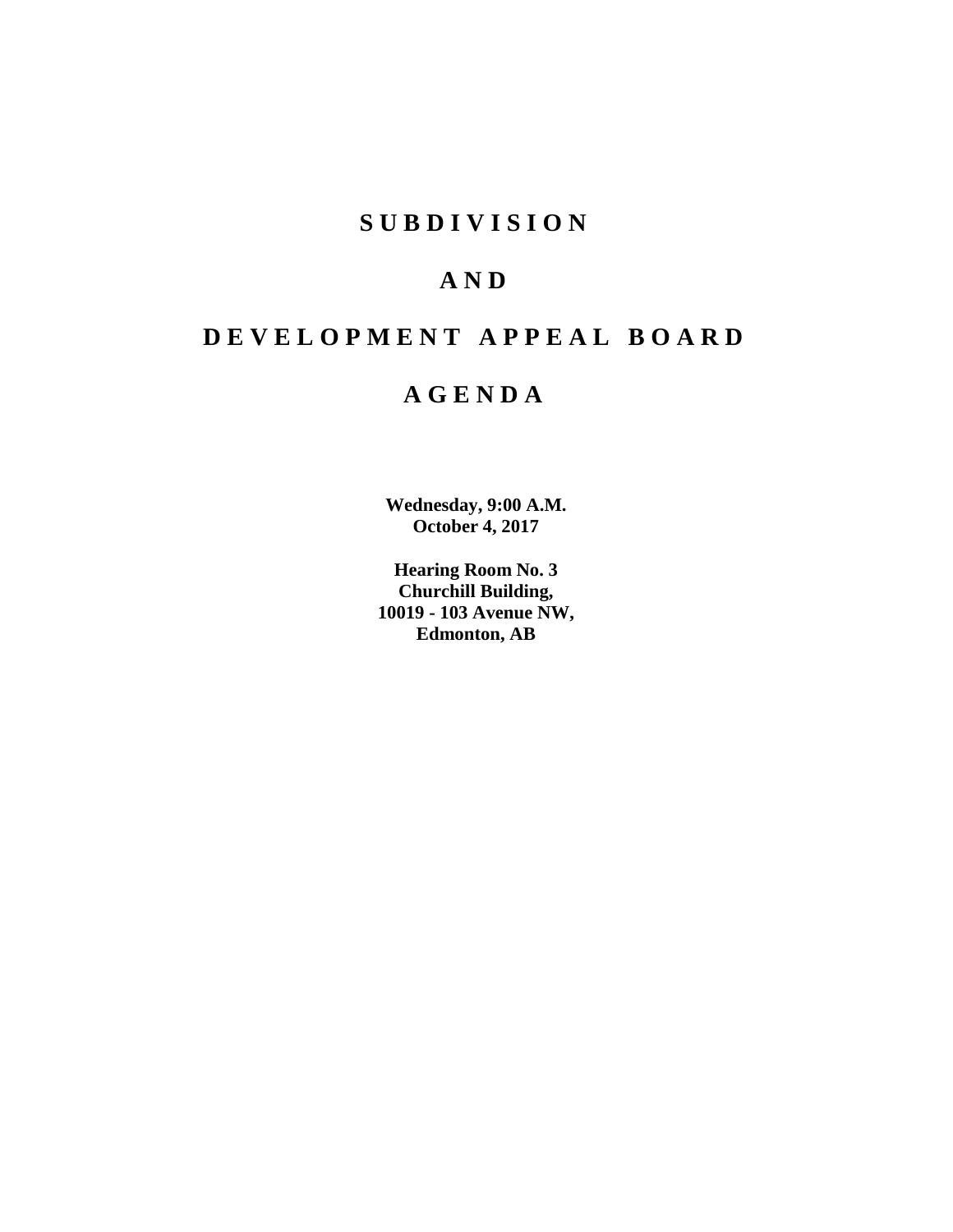# SUBDIVISION

# AND

# DEVELOPMENT APPEAL BOARD

# AGENDA

**Wednesday, 9:00 A.M.**
**October 4, 2017**

**Hearing Room No. 3**
**Churchill Building,**
**10019 - 103 Avenue NW,**
**Edmonton, AB**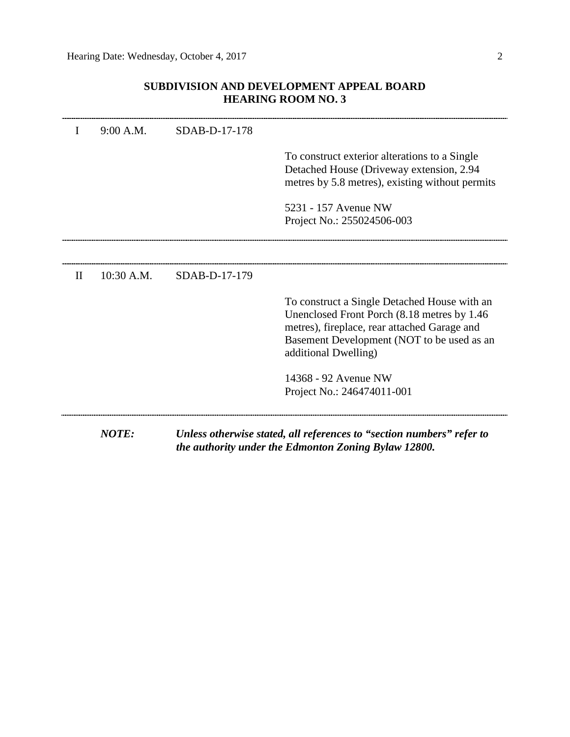## SUBDIVISION AND DEVELOPMENT APPEAL BOARD
## HEARING ROOM NO. 3

---

| | | | |
|---|---|---|---|
| I | 9:00 A.M. | SDAB-D-17-178 | |
| | | | To construct exterior alterations to a Single Detached House (Driveway extension, 2.94 metres by 5.8 metres), existing without permits |
| | | | 5231 - 157 Avenue NW<br>Project No.: 255024506-003 |

---

| | | | |
|---|---|---|---|
| II | 10:30 A.M. | SDAB-D-17-179 | |
| | | | To construct a Single Detached House with an Unenclosed Front Porch (8.18 metres by 1.46 metres), fireplace, rear attached Garage and Basement Development (NOT to be used as an additional Dwelling) |
| | | | 14368 - 92 Avenue NW<br>Project No.: 246474011-001 |

---

***NOTE:*** ***Unless otherwise stated, all references to "section numbers" refer to the authority under the Edmonton Zoning Bylaw 12800.***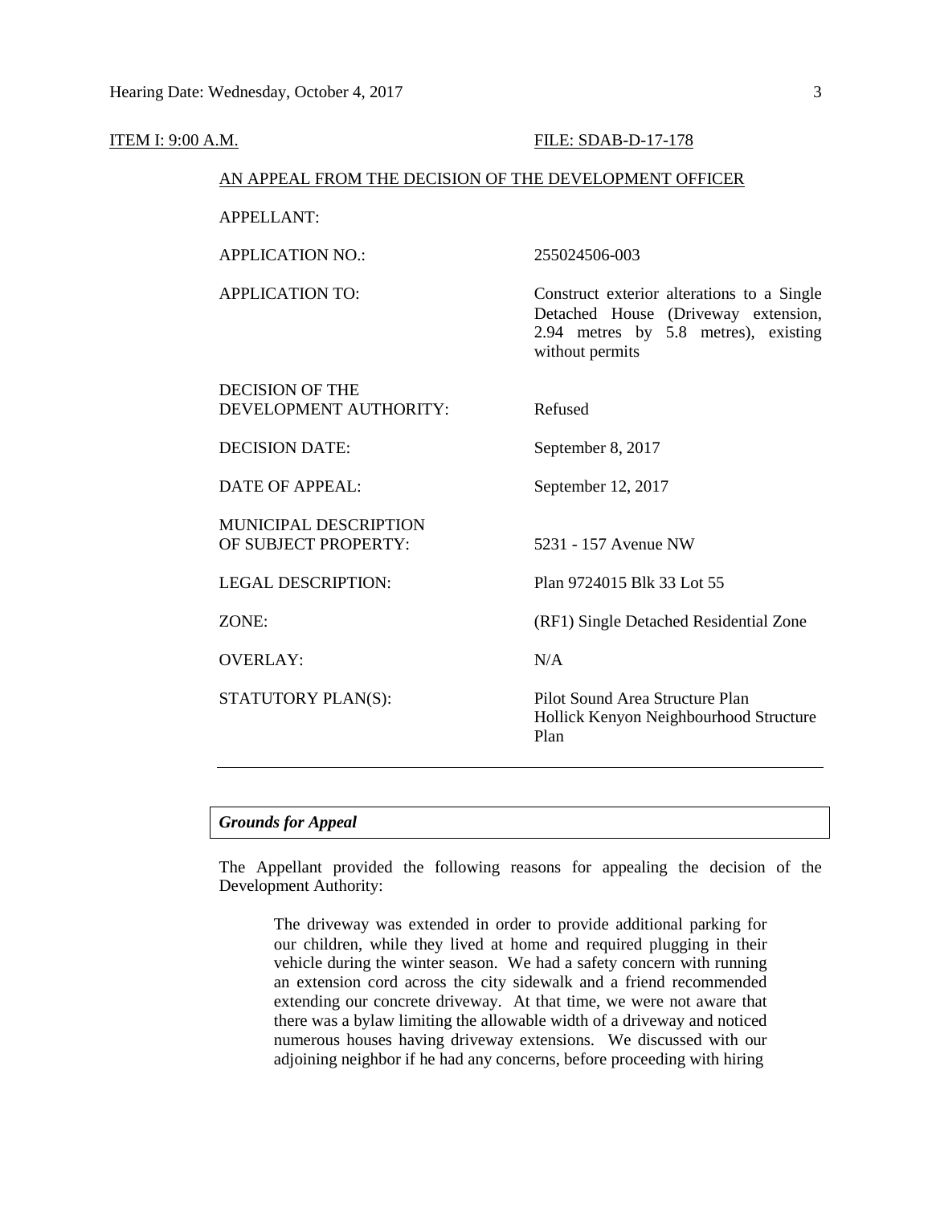ITEM I: 9:00 A.M. FILE: SDAB-D-17-178

AN APPEAL FROM THE DECISION OF THE DEVELOPMENT OFFICER

| | |
|---|---|
| APPELLANT: | |
| APPLICATION NO.: | 255024506-003 |
| APPLICATION TO: | Construct exterior alterations to a Single Detached House (Driveway extension, 2.94 metres by 5.8 metres), existing without permits |
| DECISION OF THE DEVELOPMENT AUTHORITY: | Refused |
| DECISION DATE: | September 8, 2017 |
| DATE OF APPEAL: | September 12, 2017 |
| MUNICIPAL DESCRIPTION OF SUBJECT PROPERTY: | 5231 - 157 Avenue NW |
| LEGAL DESCRIPTION: | Plan 9724015 Blk 33 Lot 55 |
| ZONE: | (RF1) Single Detached Residential Zone |
| OVERLAY: | N/A |
| STATUTORY PLAN(S): | Pilot Sound Area Structure Plan<br>Hollick Kenyon Neighbourhood Structure Plan |

---

### *Grounds for Appeal*

The Appellant provided the following reasons for appealing the decision of the Development Authority:

> The driveway was extended in order to provide additional parking for our children, while they lived at home and required plugging in their vehicle during the winter season. We had a safety concern with running an extension cord across the city sidewalk and a friend recommended extending our concrete driveway. At that time, we were not aware that there was a bylaw limiting the allowable width of a driveway and noticed numerous houses having driveway extensions. We discussed with our adjoining neighbor if he had any concerns, before proceeding with hiring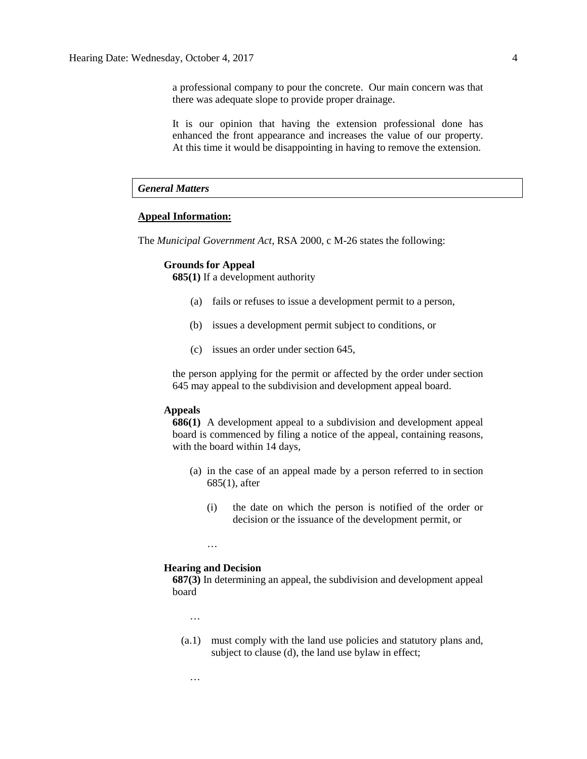a professional company to pour the concrete. Our main concern was that there was adequate slope to provide proper drainage.

It is our opinion that having the extension professional done has enhanced the front appearance and increases the value of our property. At this time it would be disappointing in having to remove the extension.

## *General Matters*

**Appeal Information:**

The *Municipal Government Act*, RSA 2000, c M-26 states the following:

**Grounds for Appeal**

**685(1)** If a development authority

(a) fails or refuses to issue a development permit to a person,

(b) issues a development permit subject to conditions, or

(c) issues an order under section 645,

the person applying for the permit or affected by the order under section 645 may appeal to the subdivision and development appeal board.

**Appeals**

**686(1)** A development appeal to a subdivision and development appeal board is commenced by filing a notice of the appeal, containing reasons, with the board within 14 days,

(a) in the case of an appeal made by a person referred to in section 685(1), after

(i) the date on which the person is notified of the order or decision or the issuance of the development permit, or

…

**Hearing and Decision**

**687(3)** In determining an appeal, the subdivision and development appeal board

…

(a.1) must comply with the land use policies and statutory plans and, subject to clause (d), the land use bylaw in effect;

…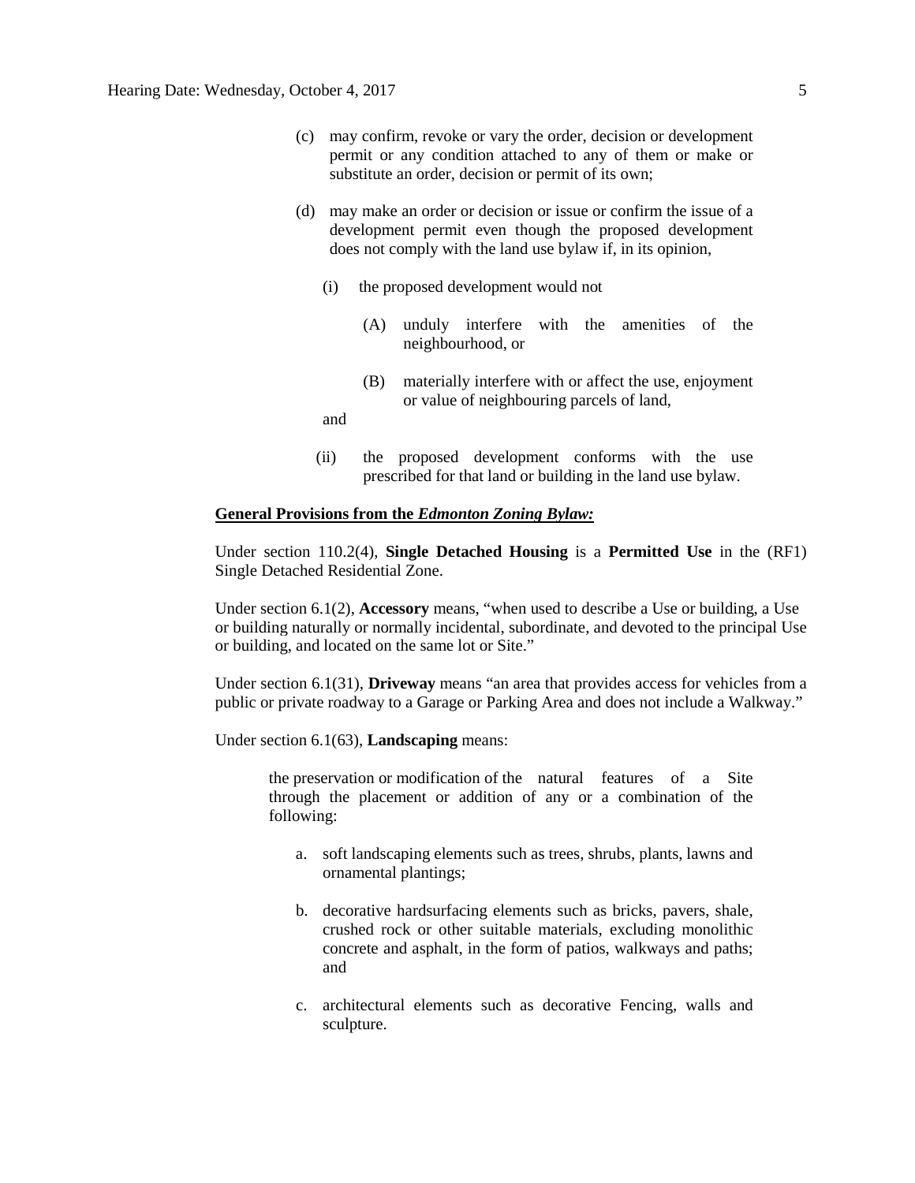(c) may confirm, revoke or vary the order, decision or development permit or any condition attached to any of them or make or substitute an order, decision or permit of its own;

(d) may make an order or decision or issue or confirm the issue of a development permit even though the proposed development does not comply with the land use bylaw if, in its opinion,

  (i) the proposed development would not

    (A) unduly interfere with the amenities of the neighbourhood, or

    (B) materially interfere with or affect the use, enjoyment or value of neighbouring parcels of land,

  and

  (ii) the proposed development conforms with the use prescribed for that land or building in the land use bylaw.

**General Provisions from the *Edmonton Zoning Bylaw:***

Under section 110.2(4), **Single Detached Housing** is a **Permitted Use** in the (RF1) Single Detached Residential Zone.

Under section 6.1(2), **Accessory** means, "when used to describe a Use or building, a Use or building naturally or normally incidental, subordinate, and devoted to the principal Use or building, and located on the same lot or Site."

Under section 6.1(31), **Driveway** means "an area that provides access for vehicles from a public or private roadway to a Garage or Parking Area and does not include a Walkway."

Under section 6.1(63), **Landscaping** means:

> the preservation or modification of the natural features of a Site through the placement or addition of any or a combination of the following:
>
> a. soft landscaping elements such as trees, shrubs, plants, lawns and ornamental plantings;
>
> b. decorative hardsurfacing elements such as bricks, pavers, shale, crushed rock or other suitable materials, excluding monolithic concrete and asphalt, in the form of patios, walkways and paths; and
>
> c. architectural elements such as decorative Fencing, walls and sculpture.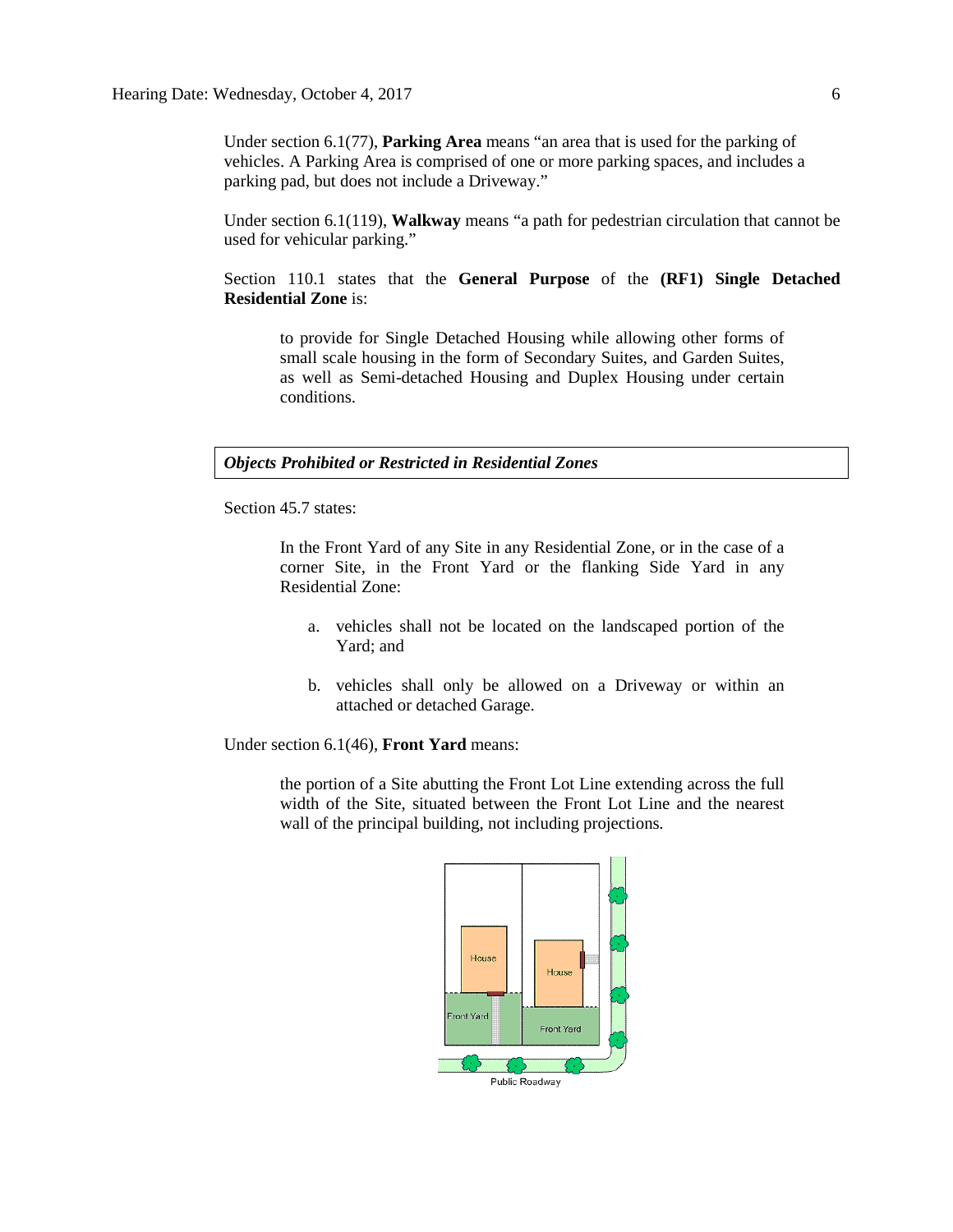Under section 6.1(77), **Parking Area** means "an area that is used for the parking of vehicles. A Parking Area is comprised of one or more parking spaces, and includes a parking pad, but does not include a Driveway."

Under section 6.1(119), **Walkway** means "a path for pedestrian circulation that cannot be used for vehicular parking."

Section 110.1 states that the **General Purpose** of the **(RF1) Single Detached Residential Zone** is:

> to provide for Single Detached Housing while allowing other forms of small scale housing in the form of Secondary Suites, and Garden Suites, as well as Semi-detached Housing and Duplex Housing under certain conditions.

***Objects Prohibited or Restricted in Residential Zones***

Section 45.7 states:

> In the Front Yard of any Site in any Residential Zone, or in the case of a corner Site, in the Front Yard or the flanking Side Yard in any Residential Zone:
>
> a. vehicles shall not be located on the landscaped portion of the Yard; and
>
> b. vehicles shall only be allowed on a Driveway or within an attached or detached Garage.

Under section 6.1(46), **Front Yard** means:

> the portion of a Site abutting the Front Lot Line extending across the full width of the Site, situated between the Front Lot Line and the nearest wall of the principal building, not including projections.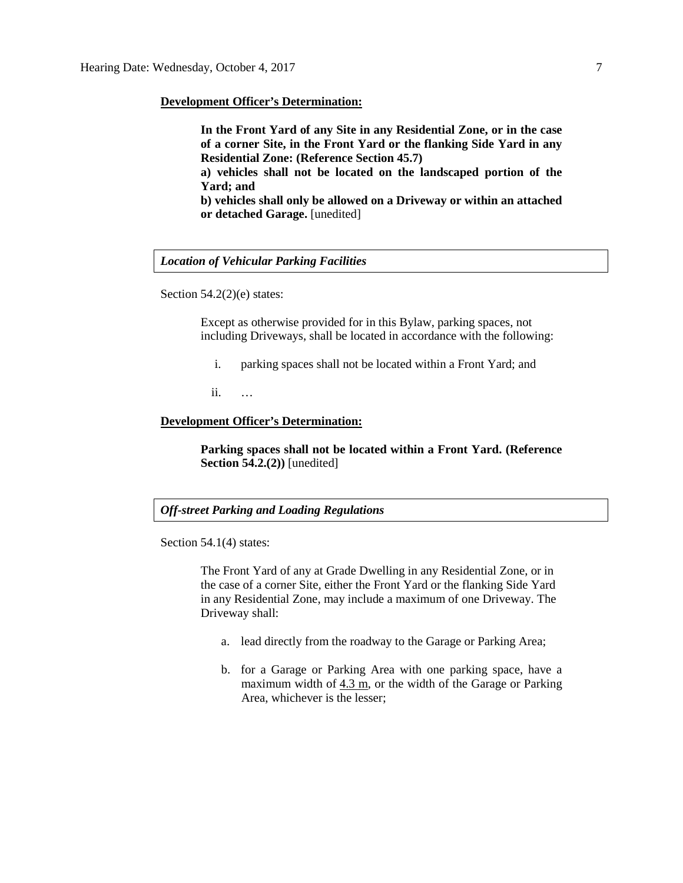**Development Officer's Determination:**

> **In the Front Yard of any Site in any Residential Zone, or in the case of a corner Site, in the Front Yard or the flanking Side Yard in any Residential Zone: (Reference Section 45.7)**
> **a) vehicles shall not be located on the landscaped portion of the Yard; and**
> **b) vehicles shall only be allowed on a Driveway or within an attached or detached Garage.** [unedited]

### *Location of Vehicular Parking Facilities*

Section 54.2(2)(e) states:

> Except as otherwise provided for in this Bylaw, parking spaces, not including Driveways, shall be located in accordance with the following:
>
> i. parking spaces shall not be located within a Front Yard; and
>
> ii. …

**Development Officer's Determination:**

> **Parking spaces shall not be located within a Front Yard. (Reference Section 54.2.(2))** [unedited]

### *Off-street Parking and Loading Regulations*

Section 54.1(4) states:

> The Front Yard of any at Grade Dwelling in any Residential Zone, or in the case of a corner Site, either the Front Yard or the flanking Side Yard in any Residential Zone, may include a maximum of one Driveway. The Driveway shall:
>
> a. lead directly from the roadway to the Garage or Parking Area;
>
> b. for a Garage or Parking Area with one parking space, have a maximum width of 4.3 m, or the width of the Garage or Parking Area, whichever is the lesser;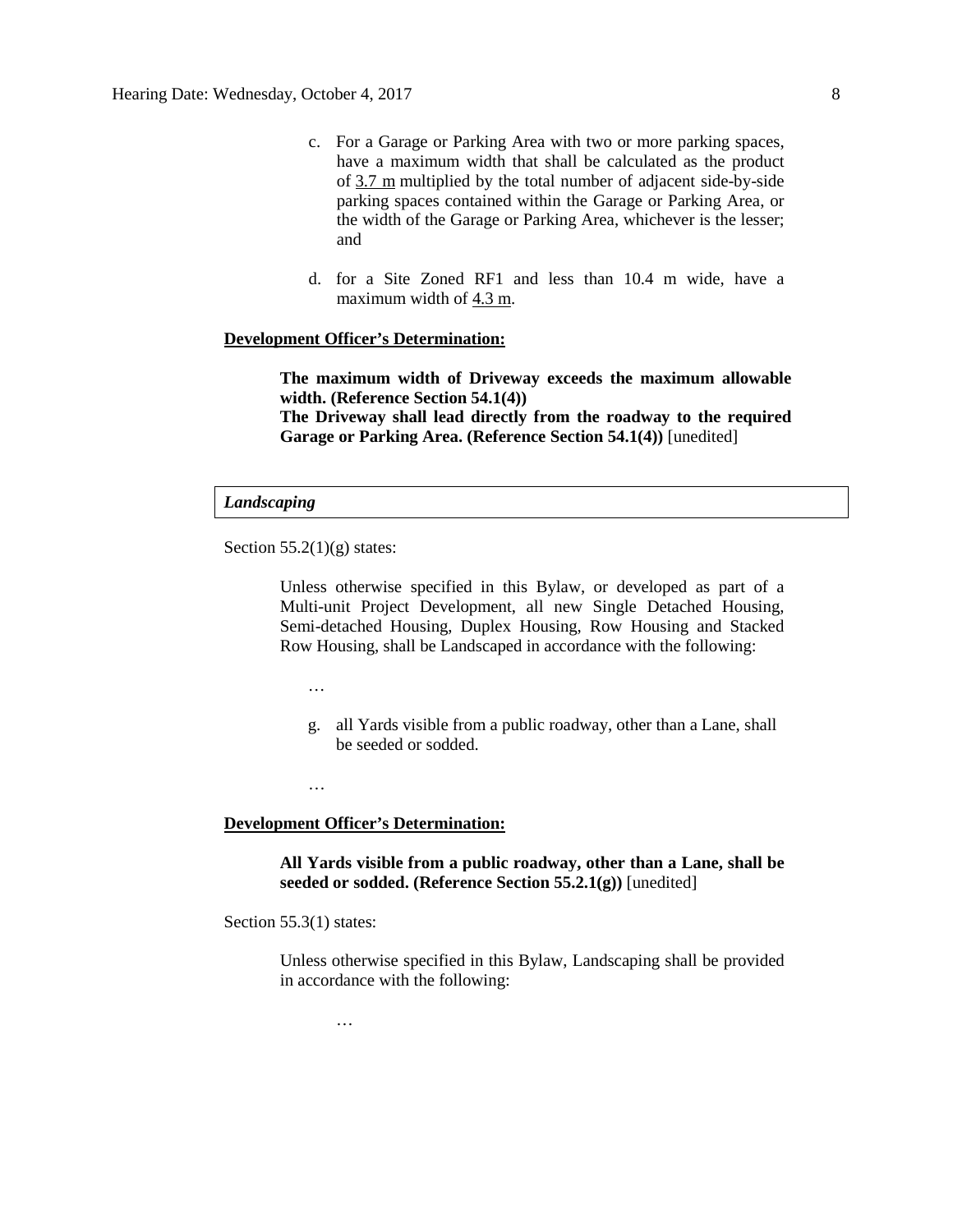c. For a Garage or Parking Area with two or more parking spaces, have a maximum width that shall be calculated as the product of 3.7 m multiplied by the total number of adjacent side-by-side parking spaces contained within the Garage or Parking Area, or the width of the Garage or Parking Area, whichever is the lesser; and

d. for a Site Zoned RF1 and less than 10.4 m wide, have a maximum width of 4.3 m.

**Development Officer's Determination:**

> **The maximum width of Driveway exceeds the maximum allowable width. (Reference Section 54.1(4))**
> **The Driveway shall lead directly from the roadway to the required Garage or Parking Area. (Reference Section 54.1(4))** [unedited]

***Landscaping***

Section 55.2(1)(g) states:

> Unless otherwise specified in this Bylaw, or developed as part of a Multi-unit Project Development, all new Single Detached Housing, Semi-detached Housing, Duplex Housing, Row Housing and Stacked Row Housing, shall be Landscaped in accordance with the following:
>
> …
>
> g. all Yards visible from a public roadway, other than a Lane, shall be seeded or sodded.
>
> …

**Development Officer's Determination:**

> **All Yards visible from a public roadway, other than a Lane, shall be seeded or sodded. (Reference Section 55.2.1(g))** [unedited]

Section 55.3(1) states:

> Unless otherwise specified in this Bylaw, Landscaping shall be provided in accordance with the following:
>
> …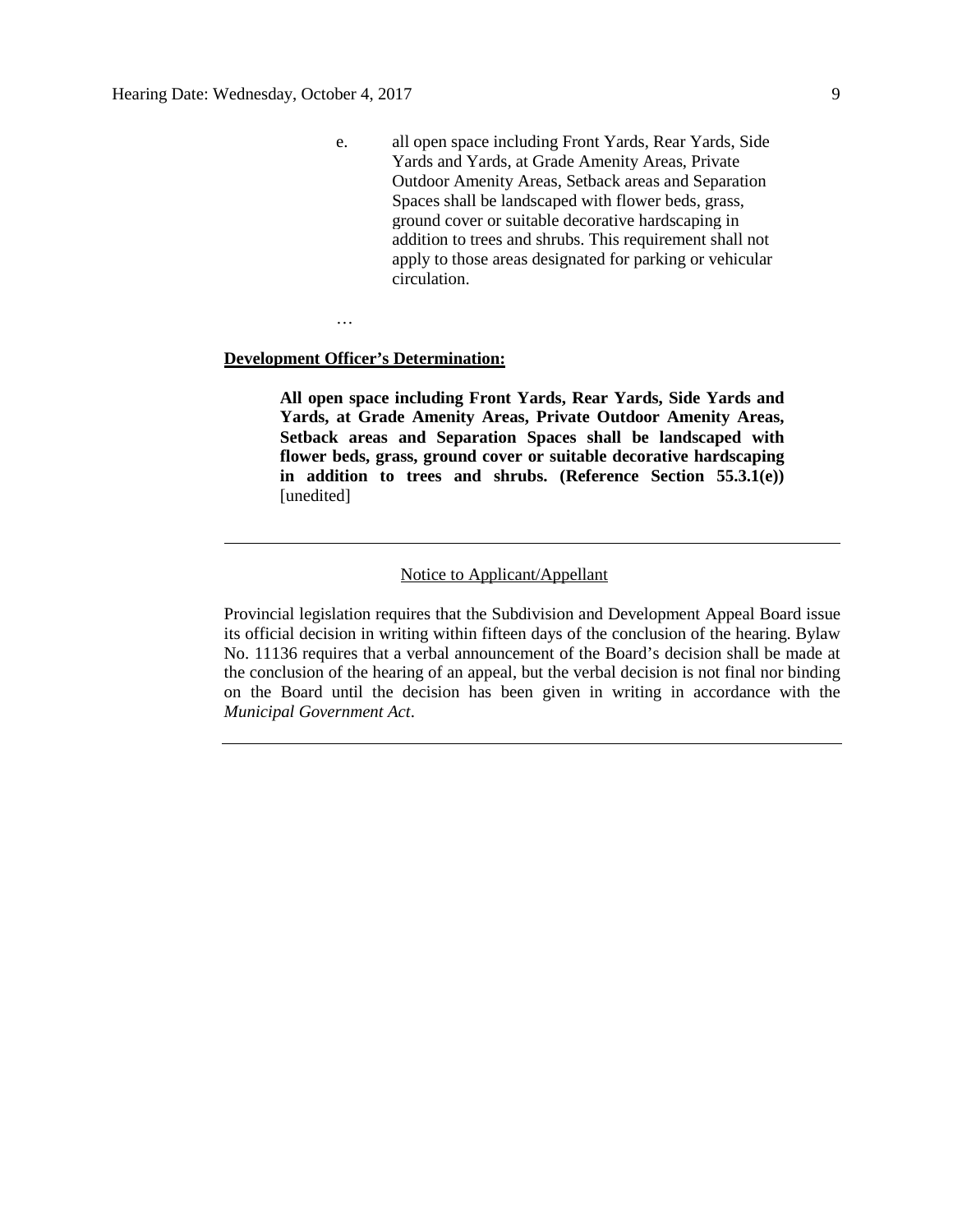e. all open space including Front Yards, Rear Yards, Side Yards and Yards, at Grade Amenity Areas, Private Outdoor Amenity Areas, Setback areas and Separation Spaces shall be landscaped with flower beds, grass, ground cover or suitable decorative hardscaping in addition to trees and shrubs. This requirement shall not apply to those areas designated for parking or vehicular circulation.

…

**Development Officer's Determination:**

> **All open space including Front Yards, Rear Yards, Side Yards and Yards, at Grade Amenity Areas, Private Outdoor Amenity Areas, Setback areas and Separation Spaces shall be landscaped with flower beds, grass, ground cover or suitable decorative hardscaping in addition to trees and shrubs. (Reference Section 55.3.1(e))** [unedited]

---

Notice to Applicant/Appellant

Provincial legislation requires that the Subdivision and Development Appeal Board issue its official decision in writing within fifteen days of the conclusion of the hearing. Bylaw No. 11136 requires that a verbal announcement of the Board's decision shall be made at the conclusion of the hearing of an appeal, but the verbal decision is not final nor binding on the Board until the decision has been given in writing in accordance with the *Municipal Government Act*.

---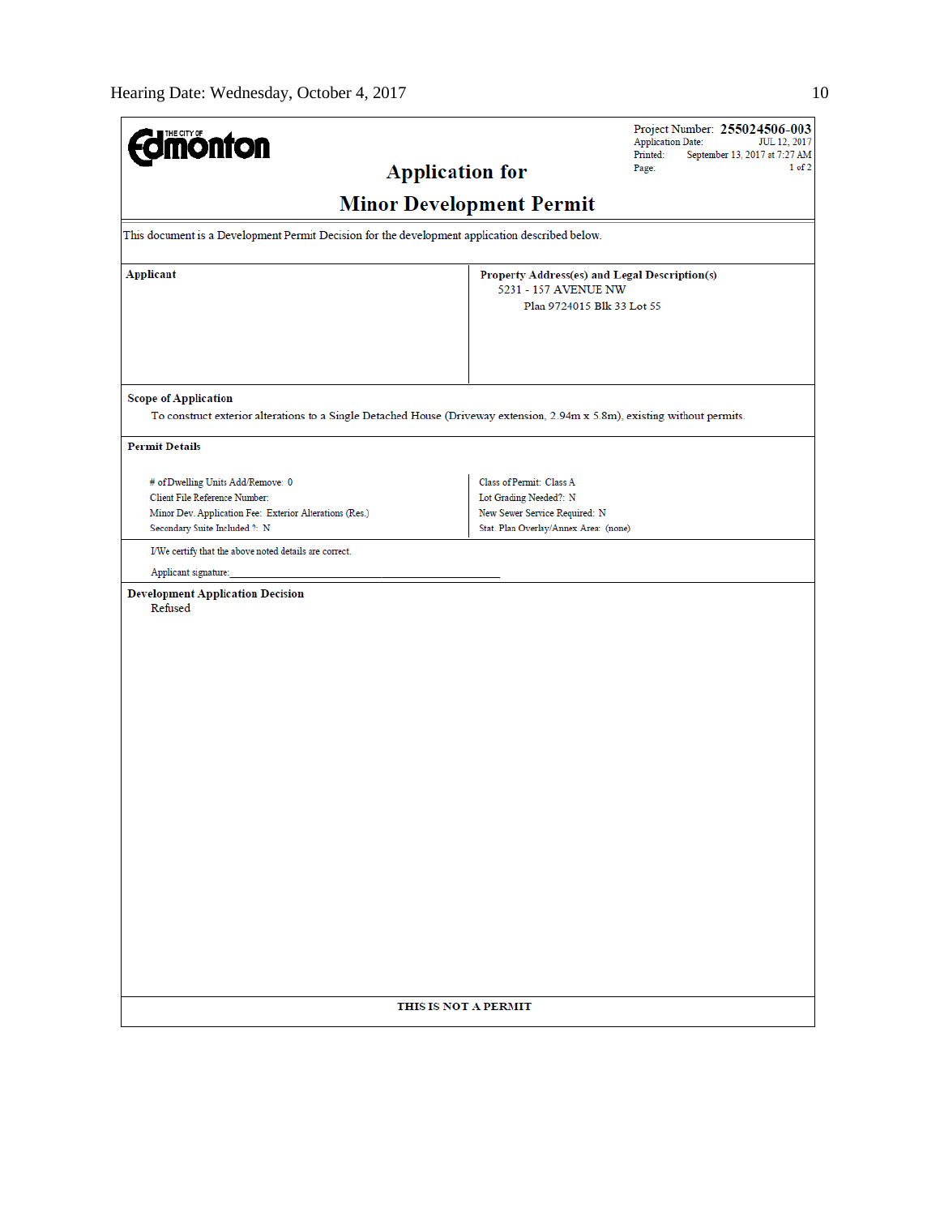THE CITY OF Edmonton

Project Number: **255024506-003**
Application Date: JUL 12, 2017
Printed: September 13, 2017 at 7:27 AM
Page: 1 of 2

# Application for Minor Development Permit

This document is a Development Permit Decision for the development application described below.

| Applicant | Property Address(es) and Legal Description(s) |
|---|---|
| | 5231 - 157 AVENUE NW<br>Plan 9724015 Blk 33 Lot 55 |

**Scope of Application**

To construct exterior alterations to a Single Detached House (Driveway extension, 2.94m x 5.8m), existing without permits.

**Permit Details**

| | |
|---|---|
| # of Dwelling Units Add/Remove: 0 | Class of Permit: Class A |
| Client File Reference Number: | Lot Grading Needed?: N |
| Minor Dev. Application Fee: Exterior Alterations (Res.) | New Sewer Service Required: N |
| Secondary Suite Included ?: N | Stat. Plan Overlay/Annex Area: (none) |

I/We certify that the above noted details are correct.

Applicant signature:\_\_\_\_\_\_\_\_\_\_\_\_\_\_\_\_\_\_\_\_\_\_\_\_\_\_\_\_\_\_\_\_\_\_\_\_\_\_\_\_

**Development Application Decision**

Refused

**THIS IS NOT A PERMIT**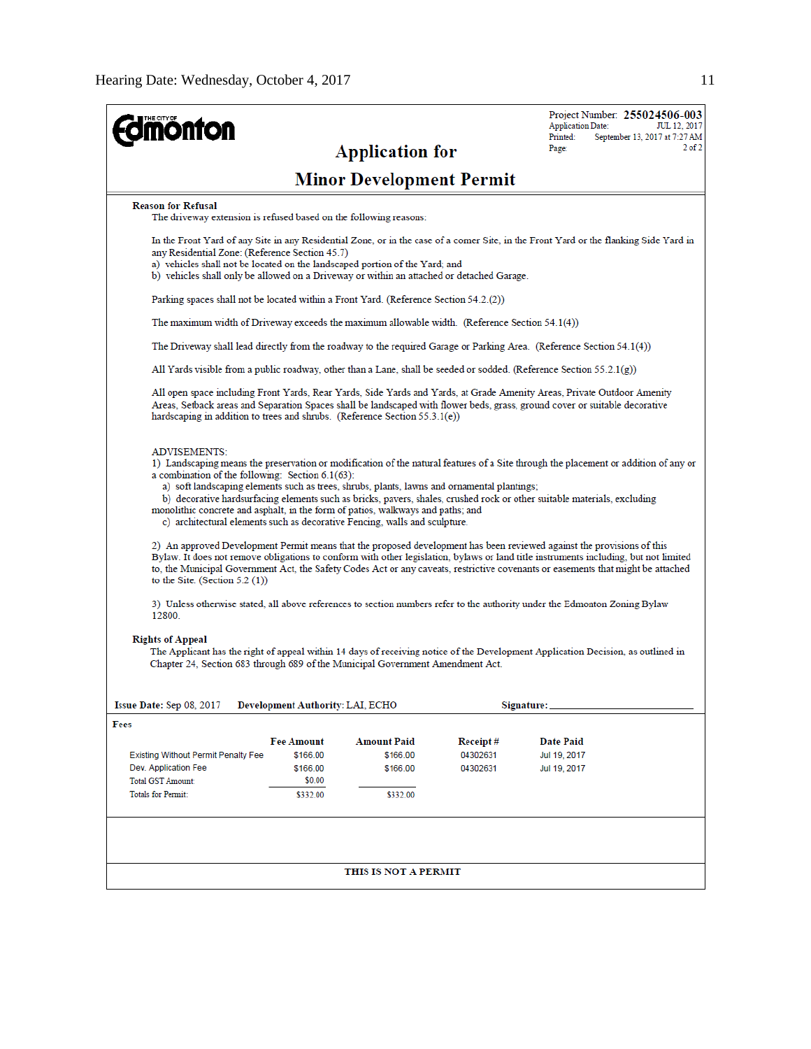**THE CITY OF Edmonton**

Project Number: **255024506-003**
Application Date: JUL 12, 2017
Printed: September 13, 2017 at 7:27 AM

# Application for

# Minor Development Permit

**Reason for Refusal**

The driveway extension is refused based on the following reasons:

In the Front Yard of any Site in any Residential Zone, or in the case of a corner Site, in the Front Yard or the flanking Side Yard in any Residential Zone: (Reference Section 45.7)
a) vehicles shall not be located on the landscaped portion of the Yard; and
b) vehicles shall only be allowed on a Driveway or within an attached or detached Garage.

Parking spaces shall not be located within a Front Yard. (Reference Section 54.2.(2))

The maximum width of Driveway exceeds the maximum allowable width. (Reference Section 54.1(4))

The Driveway shall lead directly from the roadway to the required Garage or Parking Area. (Reference Section 54.1(4))

All Yards visible from a public roadway, other than a Lane, shall be seeded or sodded. (Reference Section 55.2.1(g))

All open space including Front Yards, Rear Yards, Side Yards and Yards, at Grade Amenity Areas, Private Outdoor Amenity Areas, Setback areas and Separation Spaces shall be landscaped with flower beds, grass, ground cover or suitable decorative hardscaping in addition to trees and shrubs. (Reference Section 55.3.1(e))

ADVISEMENTS:
1) Landscaping means the preservation or modification of the natural features of a Site through the placement or addition of any or a combination of the following: Section 6.1(63):
  a) soft landscaping elements such as trees, shrubs, plants, lawns and ornamental plantings;
  b) decorative hardsurfacing elements such as bricks, pavers, shales, crushed rock or other suitable materials, excluding monolithic concrete and asphalt, in the form of patios, walkways and paths; and
  c) architectural elements such as decorative Fencing, walls and sculpture.

2) An approved Development Permit means that the proposed development has been reviewed against the provisions of this Bylaw. It does not remove obligations to conform with other legislation, bylaws or land title instruments including, but not limited to, the Municipal Government Act, the Safety Codes Act or any caveats, restrictive covenants or easements that might be attached to the Site. (Section 5.2 (1))

3) Unless otherwise stated, all above references to section numbers refer to the authority under the Edmonton Zoning Bylaw 12800.

**Rights of Appeal**

The Applicant has the right of appeal within 14 days of receiving notice of the Development Application Decision, as outlined in Chapter 24, Section 683 through 689 of the Municipal Government Amendment Act.

**Issue Date:** Sep 08, 2017 **Development Authority:** LAI, ECHO **Signature:** ____________________

**Fees**

| | Fee Amount | Amount Paid | Receipt # | Date Paid |
|---|---|---|---|---|
| Existing Without Permit Penalty Fee | $166.00 | $166.00 | 04302631 | Jul 19, 2017 |
| Dev. Application Fee | $166.00 | $166.00 | 04302631 | Jul 19, 2017 |
| Total GST Amount: | $0.00 | | | |
| Totals for Permit: | $332.00 | $332.00 | | |

**THIS IS NOT A PERMIT**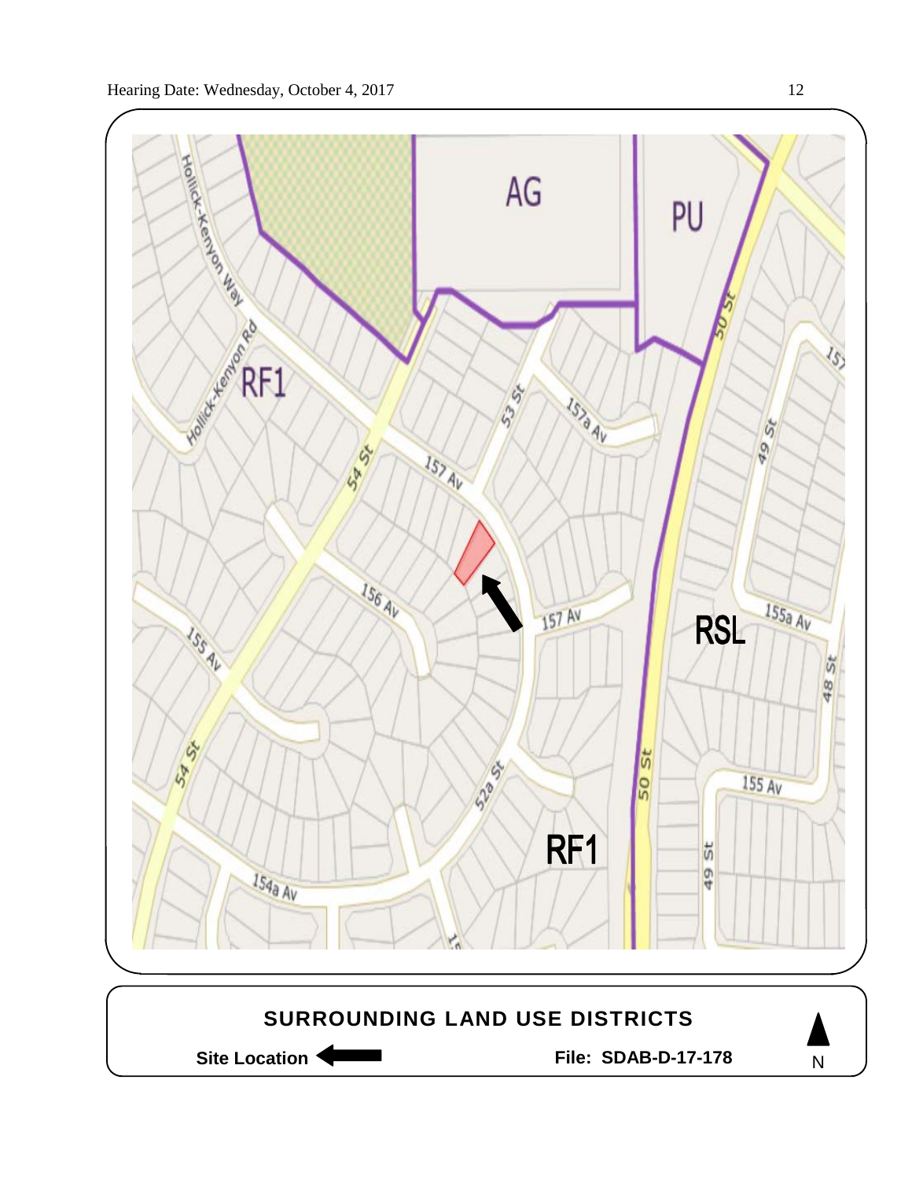## SURROUNDING LAND USE DISTRICTS

**Site Location** ⟵ **File: SDAB-D-17-178** N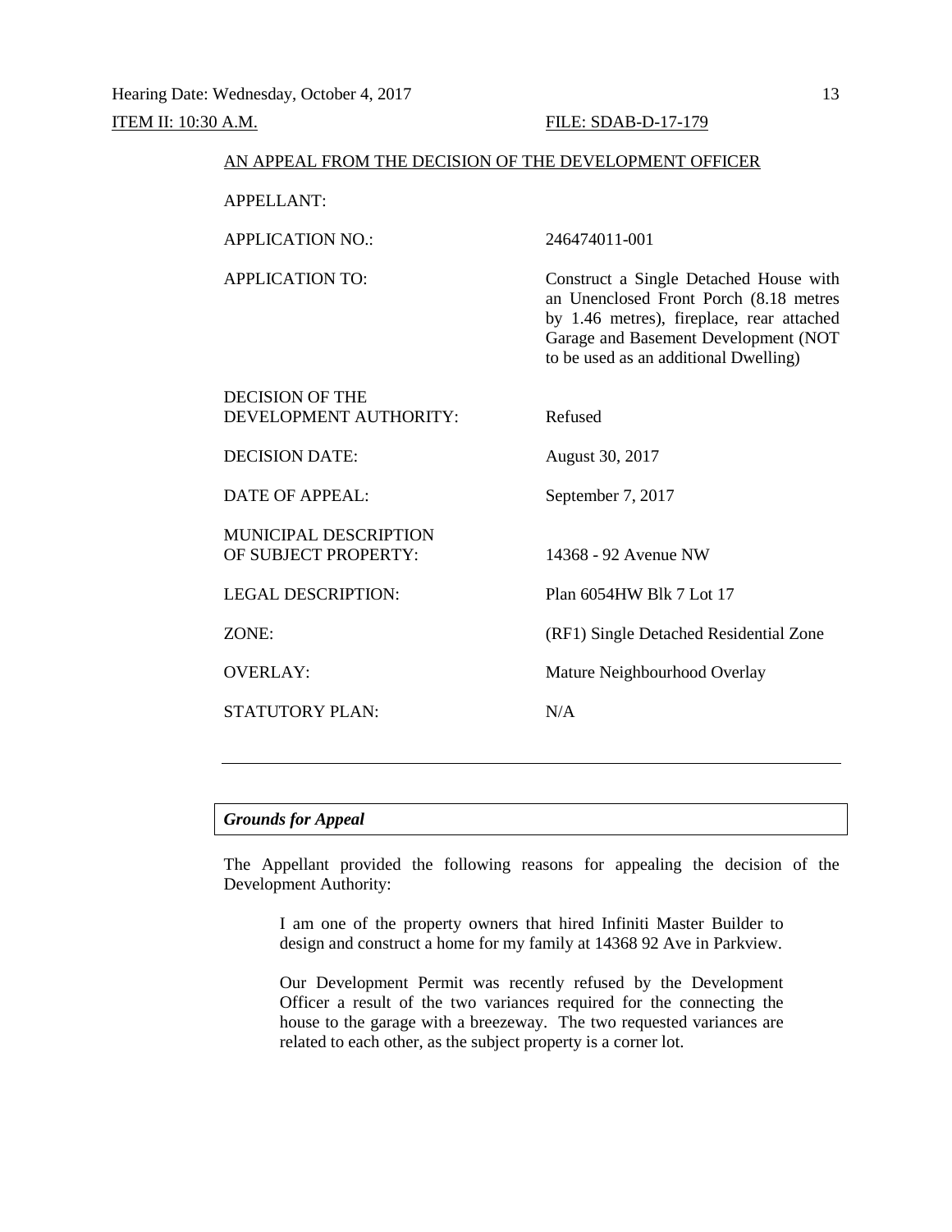Hearing Date: Wednesday, October 4, 2017

ITEM II: 10:30 A.M. FILE: SDAB-D-17-179

AN APPEAL FROM THE DECISION OF THE DEVELOPMENT OFFICER

| | |
|---|---|
| APPELLANT: | |
| APPLICATION NO.: | 246474011-001 |
| APPLICATION TO: | Construct a Single Detached House with an Unenclosed Front Porch (8.18 metres by 1.46 metres), fireplace, rear attached Garage and Basement Development (NOT to be used as an additional Dwelling) |
| DECISION OF THE DEVELOPMENT AUTHORITY: | Refused |
| DECISION DATE: | August 30, 2017 |
| DATE OF APPEAL: | September 7, 2017 |
| MUNICIPAL DESCRIPTION OF SUBJECT PROPERTY: | 14368 - 92 Avenue NW |
| LEGAL DESCRIPTION: | Plan 6054HW Blk 7 Lot 17 |
| ZONE: | (RF1) Single Detached Residential Zone |
| OVERLAY: | Mature Neighbourhood Overlay |
| STATUTORY PLAN: | N/A |

---

***Grounds for Appeal***

The Appellant provided the following reasons for appealing the decision of the Development Authority:

> I am one of the property owners that hired Infiniti Master Builder to design and construct a home for my family at 14368 92 Ave in Parkview.
>
> Our Development Permit was recently refused by the Development Officer a result of the two variances required for the connecting the house to the garage with a breezeway. The two requested variances are related to each other, as the subject property is a corner lot.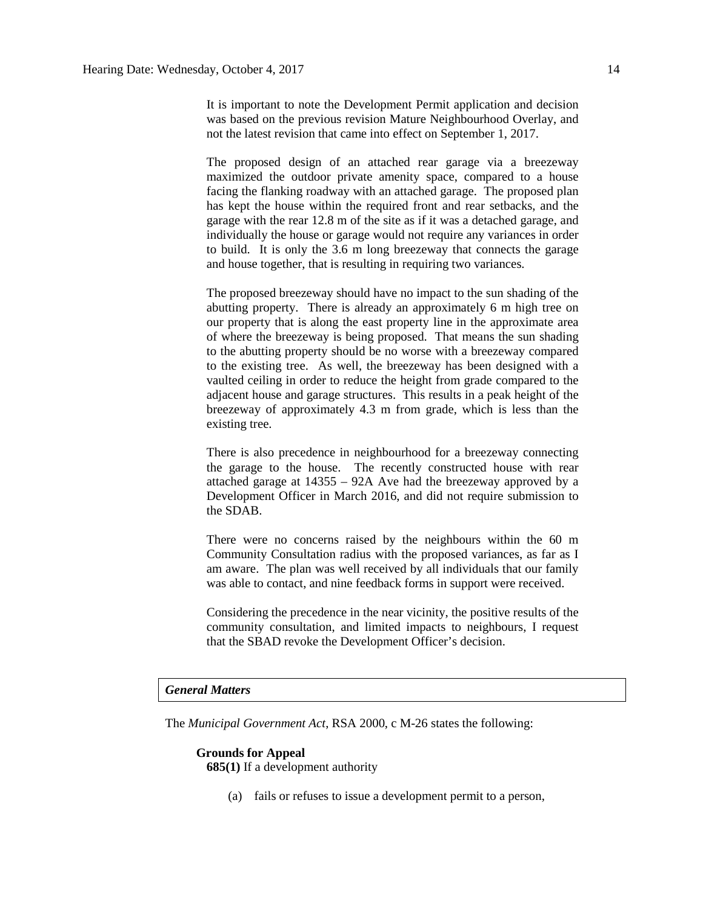It is important to note the Development Permit application and decision was based on the previous revision Mature Neighbourhood Overlay, and not the latest revision that came into effect on September 1, 2017.

The proposed design of an attached rear garage via a breezeway maximized the outdoor private amenity space, compared to a house facing the flanking roadway with an attached garage. The proposed plan has kept the house within the required front and rear setbacks, and the garage with the rear 12.8 m of the site as if it was a detached garage, and individually the house or garage would not require any variances in order to build. It is only the 3.6 m long breezeway that connects the garage and house together, that is resulting in requiring two variances.

The proposed breezeway should have no impact to the sun shading of the abutting property. There is already an approximately 6 m high tree on our property that is along the east property line in the approximate area of where the breezeway is being proposed. That means the sun shading to the abutting property should be no worse with a breezeway compared to the existing tree. As well, the breezeway has been designed with a vaulted ceiling in order to reduce the height from grade compared to the adjacent house and garage structures. This results in a peak height of the breezeway of approximately 4.3 m from grade, which is less than the existing tree.

There is also precedence in neighbourhood for a breezeway connecting the garage to the house. The recently constructed house with rear attached garage at 14355 – 92A Ave had the breezeway approved by a Development Officer in March 2016, and did not require submission to the SDAB.

There were no concerns raised by the neighbours within the 60 m Community Consultation radius with the proposed variances, as far as I am aware. The plan was well received by all individuals that our family was able to contact, and nine feedback forms in support were received.

Considering the precedence in the near vicinity, the positive results of the community consultation, and limited impacts to neighbours, I request that the SBAD revoke the Development Officer's decision.

## *General Matters*

The *Municipal Government Act*, RSA 2000, c M-26 states the following:

**Grounds for Appeal**

**685(1)** If a development authority

(a) fails or refuses to issue a development permit to a person,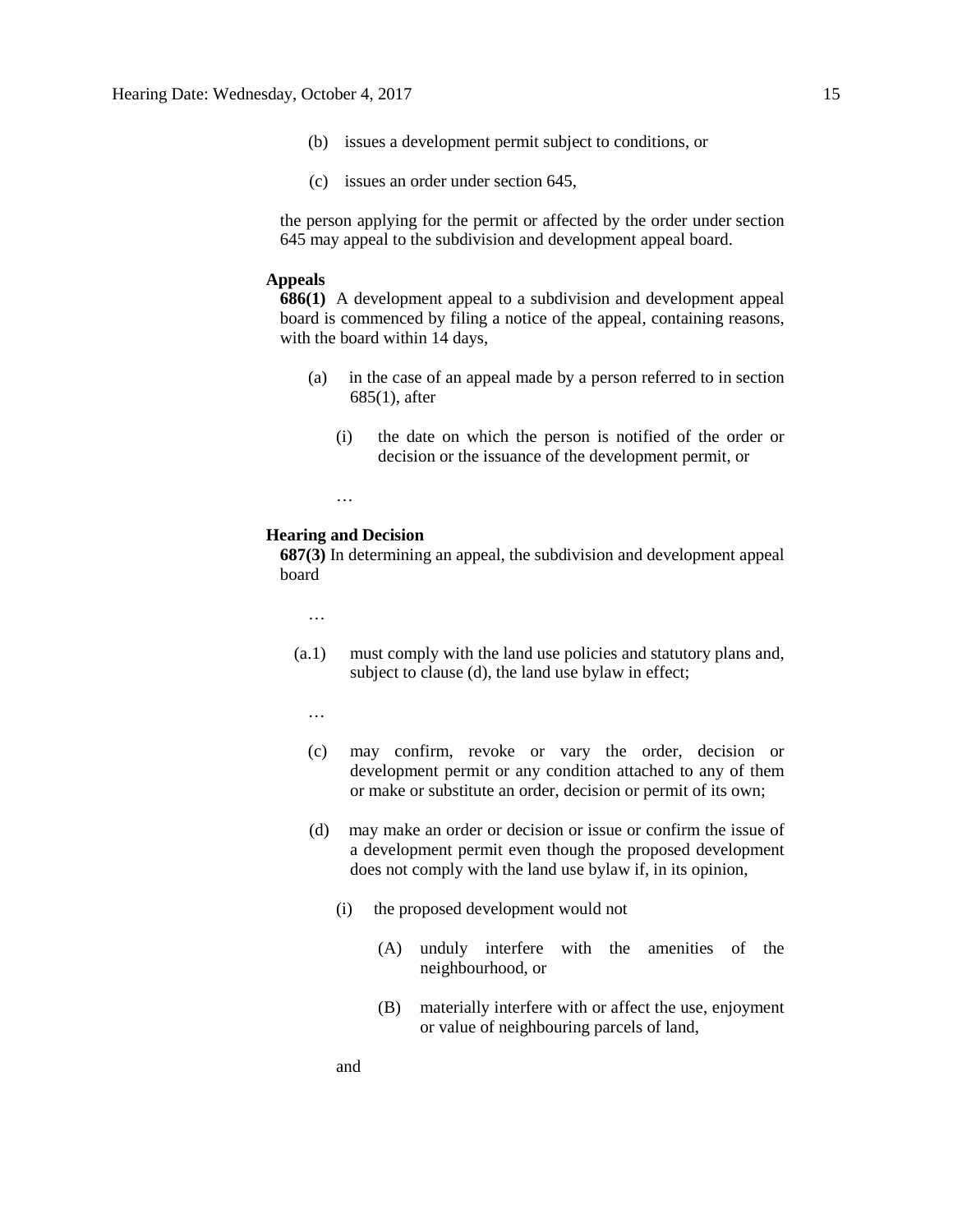(b) issues a development permit subject to conditions, or

(c) issues an order under section 645,

the person applying for the permit or affected by the order under section 645 may appeal to the subdivision and development appeal board.

**Appeals**

**686(1)** A development appeal to a subdivision and development appeal board is commenced by filing a notice of the appeal, containing reasons, with the board within 14 days,

(a) in the case of an appeal made by a person referred to in section 685(1), after

(i) the date on which the person is notified of the order or decision or the issuance of the development permit, or

…

**Hearing and Decision**

**687(3)** In determining an appeal, the subdivision and development appeal board

…

(a.1) must comply with the land use policies and statutory plans and, subject to clause (d), the land use bylaw in effect;

…

(c) may confirm, revoke or vary the order, decision or development permit or any condition attached to any of them or make or substitute an order, decision or permit of its own;

(d) may make an order or decision or issue or confirm the issue of a development permit even though the proposed development does not comply with the land use bylaw if, in its opinion,

(i) the proposed development would not

(A) unduly interfere with the amenities of the neighbourhood, or

(B) materially interfere with or affect the use, enjoyment or value of neighbouring parcels of land,

and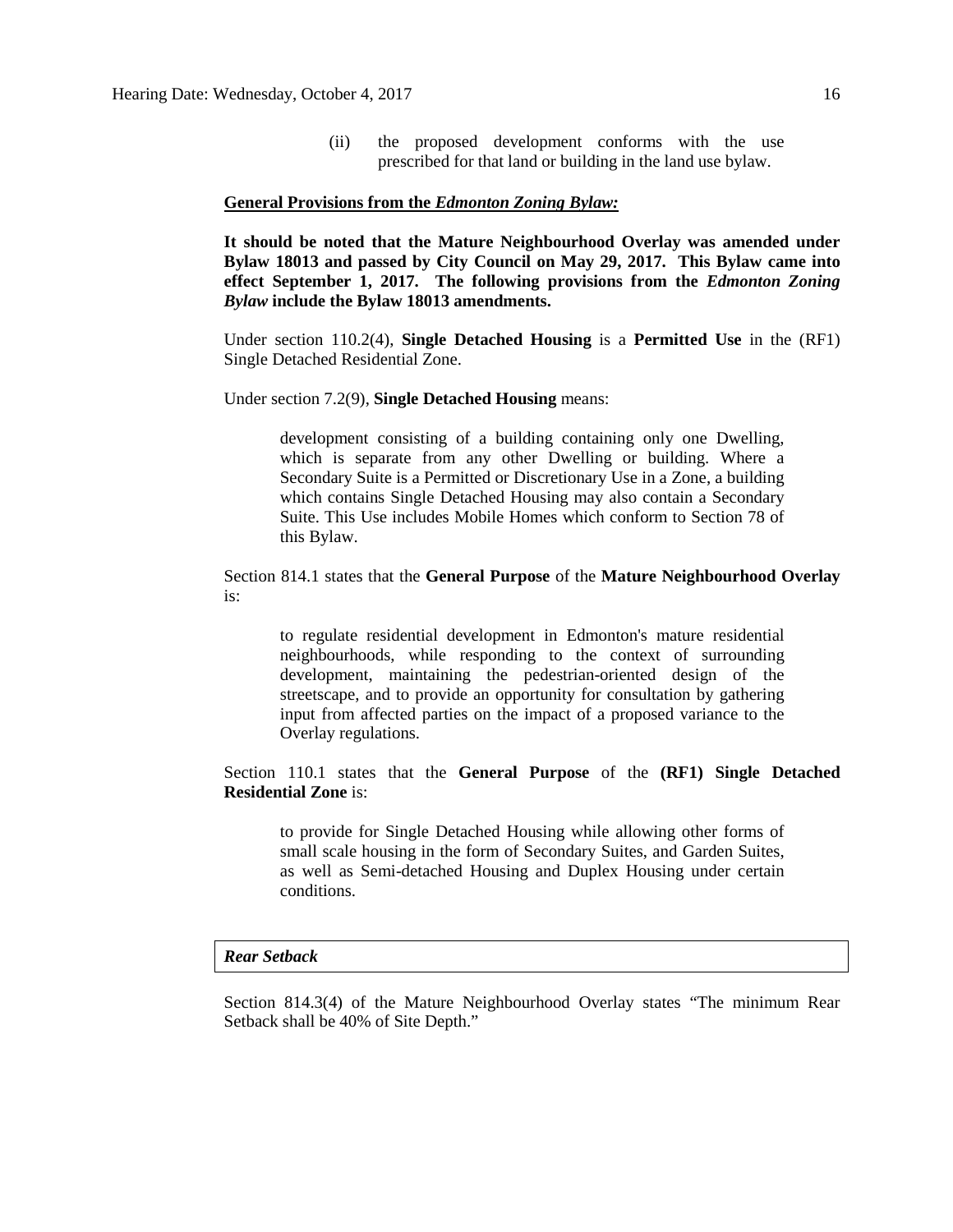(ii) the proposed development conforms with the use prescribed for that land or building in the land use bylaw.

**General Provisions from the *Edmonton Zoning Bylaw:***

**It should be noted that the Mature Neighbourhood Overlay was amended under Bylaw 18013 and passed by City Council on May 29, 2017. This Bylaw came into effect September 1, 2017. The following provisions from the *Edmonton Zoning Bylaw* include the Bylaw 18013 amendments.**

Under section 110.2(4), **Single Detached Housing** is a **Permitted Use** in the (RF1) Single Detached Residential Zone.

Under section 7.2(9), **Single Detached Housing** means:

> development consisting of a building containing only one Dwelling, which is separate from any other Dwelling or building. Where a Secondary Suite is a Permitted or Discretionary Use in a Zone, a building which contains Single Detached Housing may also contain a Secondary Suite. This Use includes Mobile Homes which conform to Section 78 of this Bylaw.

Section 814.1 states that the **General Purpose** of the **Mature Neighbourhood Overlay** is:

> to regulate residential development in Edmonton's mature residential neighbourhoods, while responding to the context of surrounding development, maintaining the pedestrian-oriented design of the streetscape, and to provide an opportunity for consultation by gathering input from affected parties on the impact of a proposed variance to the Overlay regulations.

Section 110.1 states that the **General Purpose** of the **(RF1) Single Detached Residential Zone** is:

> to provide for Single Detached Housing while allowing other forms of small scale housing in the form of Secondary Suites, and Garden Suites, as well as Semi-detached Housing and Duplex Housing under certain conditions.

***Rear Setback***

Section 814.3(4) of the Mature Neighbourhood Overlay states "The minimum Rear Setback shall be 40% of Site Depth."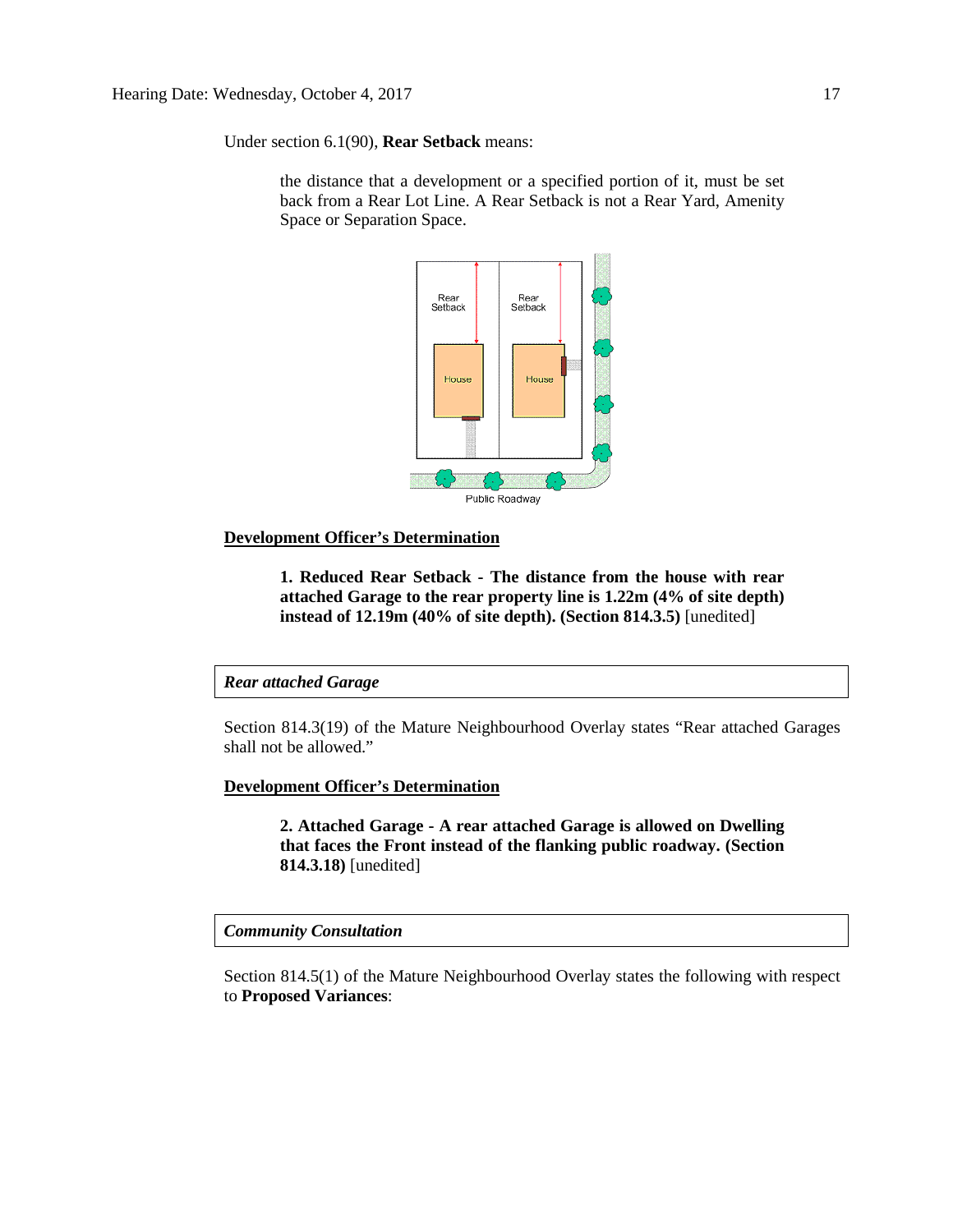Under section 6.1(90), **Rear Setback** means:

> the distance that a development or a specified portion of it, must be set back from a Rear Lot Line. A Rear Setback is not a Rear Yard, Amenity Space or Separation Space.

<u>**Development Officer's Determination**</u>

> **1. Reduced Rear Setback - The distance from the house with rear attached Garage to the rear property line is 1.22m (4% of site depth) instead of 12.19m (40% of site depth). (Section 814.3.5)** [unedited]

***Rear attached Garage***

Section 814.3(19) of the Mature Neighbourhood Overlay states "Rear attached Garages shall not be allowed."

<u>**Development Officer's Determination**</u>

> **2. Attached Garage - A rear attached Garage is allowed on Dwelling that faces the Front instead of the flanking public roadway. (Section 814.3.18)** [unedited]

***Community Consultation***

Section 814.5(1) of the Mature Neighbourhood Overlay states the following with respect to **Proposed Variances**: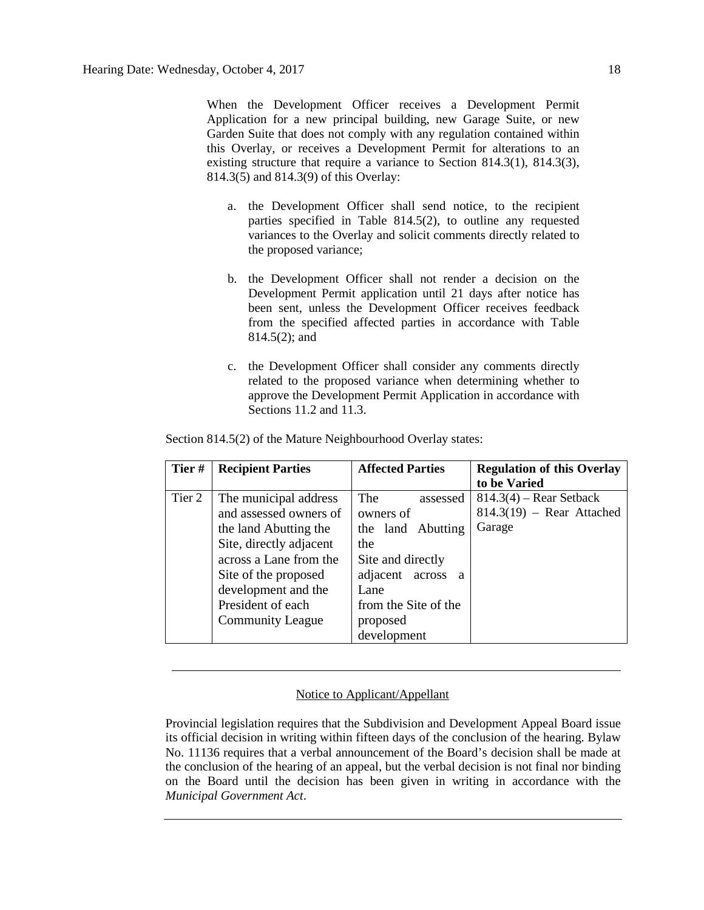When the Development Officer receives a Development Permit Application for a new principal building, new Garage Suite, or new Garden Suite that does not comply with any regulation contained within this Overlay, or receives a Development Permit for alterations to an existing structure that require a variance to Section 814.3(1), 814.3(3), 814.3(5) and 814.3(9) of this Overlay:

a. the Development Officer shall send notice, to the recipient parties specified in Table 814.5(2), to outline any requested variances to the Overlay and solicit comments directly related to the proposed variance;

b. the Development Officer shall not render a decision on the Development Permit application until 21 days after notice has been sent, unless the Development Officer receives feedback from the specified affected parties in accordance with Table 814.5(2); and

c. the Development Officer shall consider any comments directly related to the proposed variance when determining whether to approve the Development Permit Application in accordance with Sections 11.2 and 11.3.

Section 814.5(2) of the Mature Neighbourhood Overlay states:

| Tier # | Recipient Parties | Affected Parties | Regulation of this Overlay to be Varied |
|---|---|---|---|
| Tier 2 | The municipal address and assessed owners of the land Abutting the Site, directly adjacent across a Lane from the Site of the proposed development and the President of each Community League | The assessed owners of the land Abutting the Site and directly adjacent across a Lane from the Site of the proposed development | 814.3(4) – Rear Setback<br>814.3(19) – Rear Attached Garage |

---

Notice to Applicant/Appellant

Provincial legislation requires that the Subdivision and Development Appeal Board issue its official decision in writing within fifteen days of the conclusion of the hearing. Bylaw No. 11136 requires that a verbal announcement of the Board's decision shall be made at the conclusion of the hearing of an appeal, but the verbal decision is not final nor binding on the Board until the decision has been given in writing in accordance with the *Municipal Government Act*.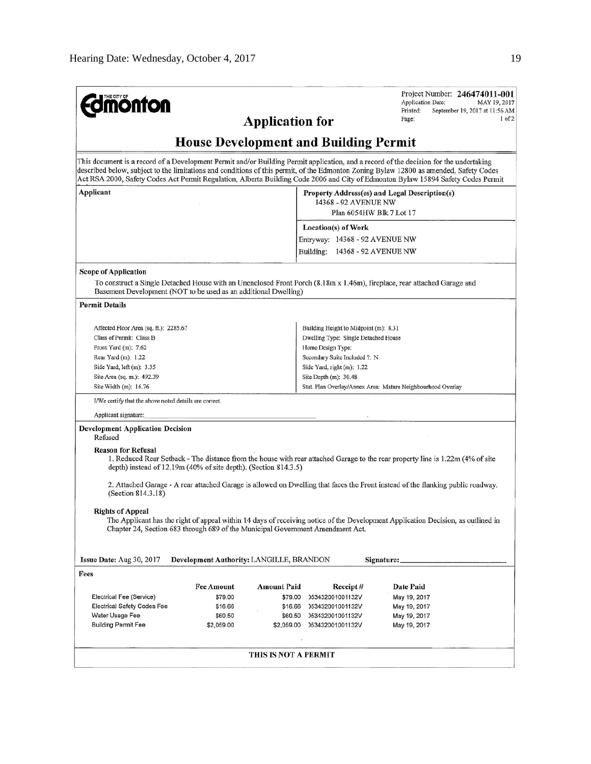THE CITY OF **Edmonton**

Project Number: **246474011-001**
Application Date: MAY 19, 2017
Printed: September 19, 2017 at 11:56 AM
Page: 1 of 2

## Application for

## House Development and Building Permit

This document is a record of a Development Permit and/or Building Permit application, and a record of the decision for the undertaking described below, subject to the limitations and conditions of this permit, of the Edmonton Zoning Bylaw 12800 as amended, Safety Codes Act RSA 2000, Safety Codes Act Permit Regulation, Alberta Building Code 2006 and City of Edmonton Bylaw 15894 Safety Codes Permit

**Applicant**

**Property Address(es) and Legal Description(s)**
14368 - 92 AVENUE NW
Plan 6054HW Blk 7 Lot 17

**Location(s) of Work**
Entryway: 14368 - 92 AVENUE NW
Building: 14368 - 92 AVENUE NW

**Scope of Application**

To construct a Single Detached House with an Unenclosed Front Porch (8.18m x 1.46m), fireplace, rear attached Garage and Basement Development (NOT to be used as an additional Dwelling)

**Permit Details**

| | |
|---|---|
| Affected Floor Area (sq. ft.): 2285.67 | Building Height to Midpoint (m): 8.31 |
| Class of Permit: Class B | Dwelling Type: Single Detached House |
| Front Yard (m): 7.62 | Home Design Type: |
| Rear Yard (m): 1.22 | Secondary Suite Included ?: N |
| Side Yard, left (m): 3.35 | Side Yard, right (m): 1.22 |
| Site Area (sq. m.): 492.39 | Site Depth (m): 30.48 |
| Site Width (m): 16.76 | Stat. Plan Overlay/Annex Area: Mature Neighbourhood Overlay |

I/We certify that the above noted details are correct.

Applicant signature:

**Development Application Decision**
Refused

**Reason for Refusal**

1. Reduced Rear Setback - The distance from the house with rear attached Garage to the rear property line is 1.22m (4% of site depth) instead of 12.19m (40% of site depth). (Section 814.3.5)

2. Attached Garage - A rear attached Garage is allowed on Dwelling that faces the Front instead of the flanking public roadway. (Section 814.3.18)

**Rights of Appeal**

The Applicant has the right of appeal within 14 days of receiving notice of the Development Application Decision, as outlined in Chapter 24, Section 683 through 689 of the Municipal Government Amendment Act.

**Issue Date:** Aug 30, 2017 **Development Authority:** LANGILLE, BRANDON **Signature:**

**Fees**

| | Fee Amount | Amount Paid | Receipt # | Date Paid |
|---|---|---|---|---|
| Electrical Fee (Service) | $79.00 | $79.00 | 053432001001132V | May 19, 2017 |
| Electrical Safety Codes Fee | $16.66 | $16.66 | 053432001001132V | May 19, 2017 |
| Water Usage Fee | $60.50 | $60.50 | 053432001001132V | May 19, 2017 |
| Building Permit Fee | $2,059.00 | $2,059.00 | 053432001001132V | May 19, 2017 |

**THIS IS NOT A PERMIT**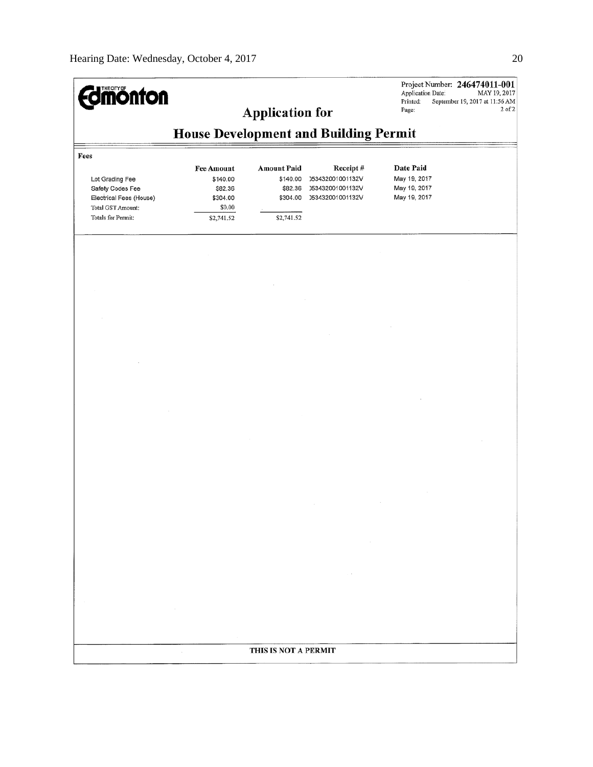**Edmonton**

Project Number: **246474011-001**
Application Date: MAY 19, 2017
Printed: September 19, 2017 at 11:56 AM
Page: 2 of 2

## Application for

## House Development and Building Permit

**Fees**

| | Fee Amount | Amount Paid | Receipt # | Date Paid |
|---|---|---|---|---|
| Lot Grading Fee | $140.00 | $140.00 | 053432001001132V | May 19, 2017 |
| Safety Codes Fee | $82.36 | $82.36 | 053432001001132V | May 19, 2017 |
| Electrical Fees (House) | $304.00 | $304.00 | 053432001001132V | May 19, 2017 |
| Total GST Amount: | $0.00 | | | |
| Totals for Permit: | $2,741.52 | $2,741.52 | | |

**THIS IS NOT A PERMIT**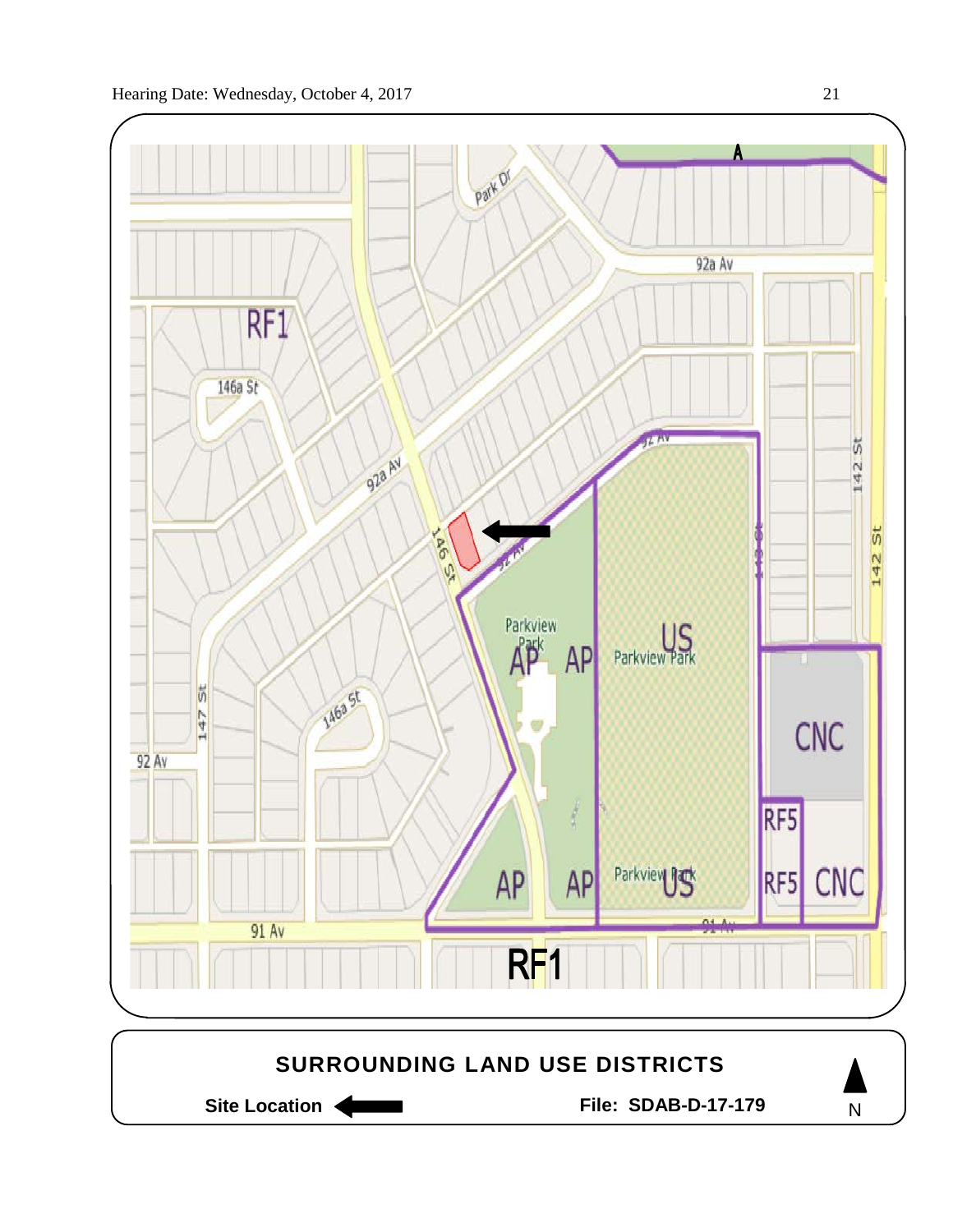A

92a Av

RF1

146a St

92a Av

92 Av

146 St

92 Av

Park Dr

142 St

142 St

143 St

Parkview Park

AP

AP

US

Parkview Park

CNC

RF5

RF5

CNC

AP

AP

Parkview Park

US

147 St

146a St

92 Av

91 Av

91 Av

RF1

**SURROUNDING LAND USE DISTRICTS**

**Site Location** ←

**File: SDAB-D-17-179**

N